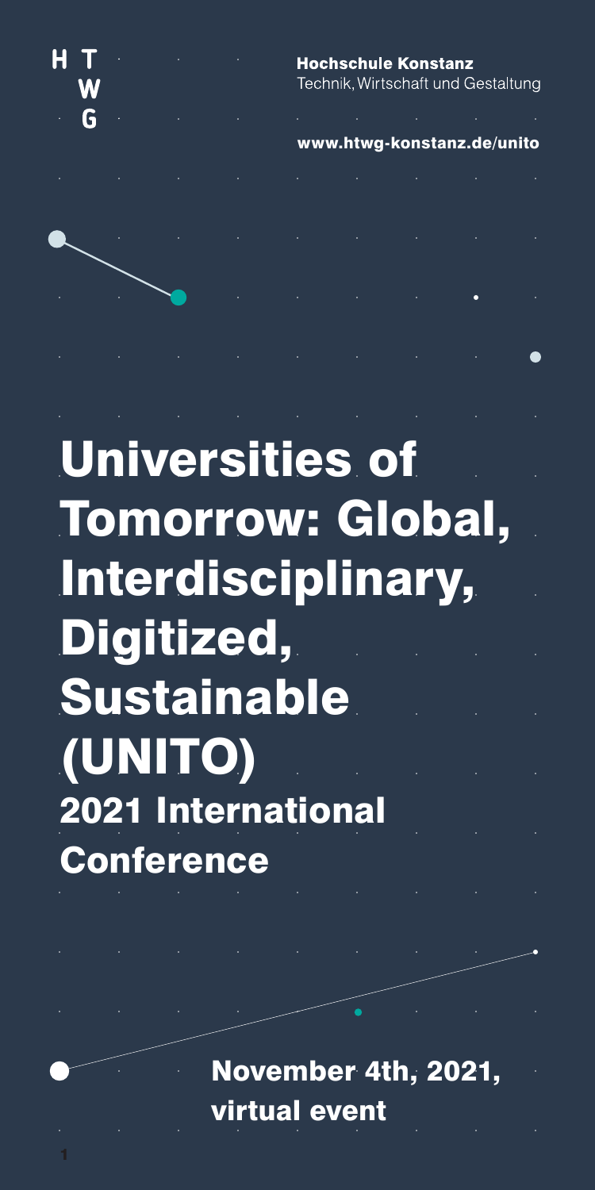H T W G

**Hochschule Konstanz**
Technik, Wirtschaft und Gestaltung

**www.htwg-konstanz.de/unito**

# Universities of Tomorrow: Global, Interdisciplinary, Digitized, Sustainable (UNITO)

## 2021 International Conference

**November 4th, 2021, virtual event**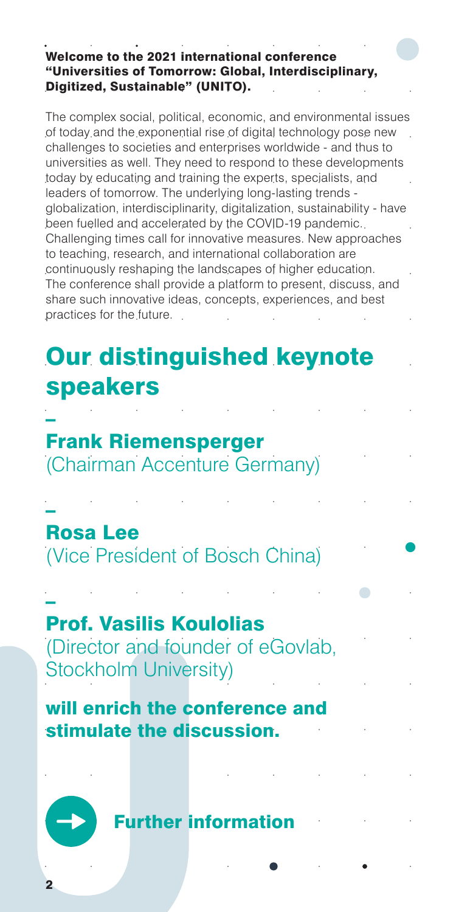**Welcome to the 2021 international conference "Universities of Tomorrow: Global, Interdisciplinary, Digitized, Sustainable" (UNITO).**

The complex social, political, economic, and environmental issues of today and the exponential rise of digital technology pose new challenges to societies and enterprises worldwide - and thus to universities as well. They need to respond to these developments today by educating and training the experts, specialists, and leaders of tomorrow. The underlying long-lasting trends - globalization, interdisciplinarity, digitalization, sustainability - have been fuelled and accelerated by the COVID-19 pandemic. Challenging times call for innovative measures. New approaches to teaching, research, and international collaboration are continuously reshaping the landscapes of higher education. The conference shall provide a platform to present, discuss, and share such innovative ideas, concepts, experiences, and best practices for the future.

# Our distinguished keynote speakers

–

## Frank Riemensperger

(Chairman Accenture Germany)

–

## Rosa Lee

(Vice President of Bosch China)

–

## Prof. Vasilis Koulolias

(Director and founder of eGovlab, Stockholm University)

**will enrich the conference and stimulate the discussion.**

**Further information**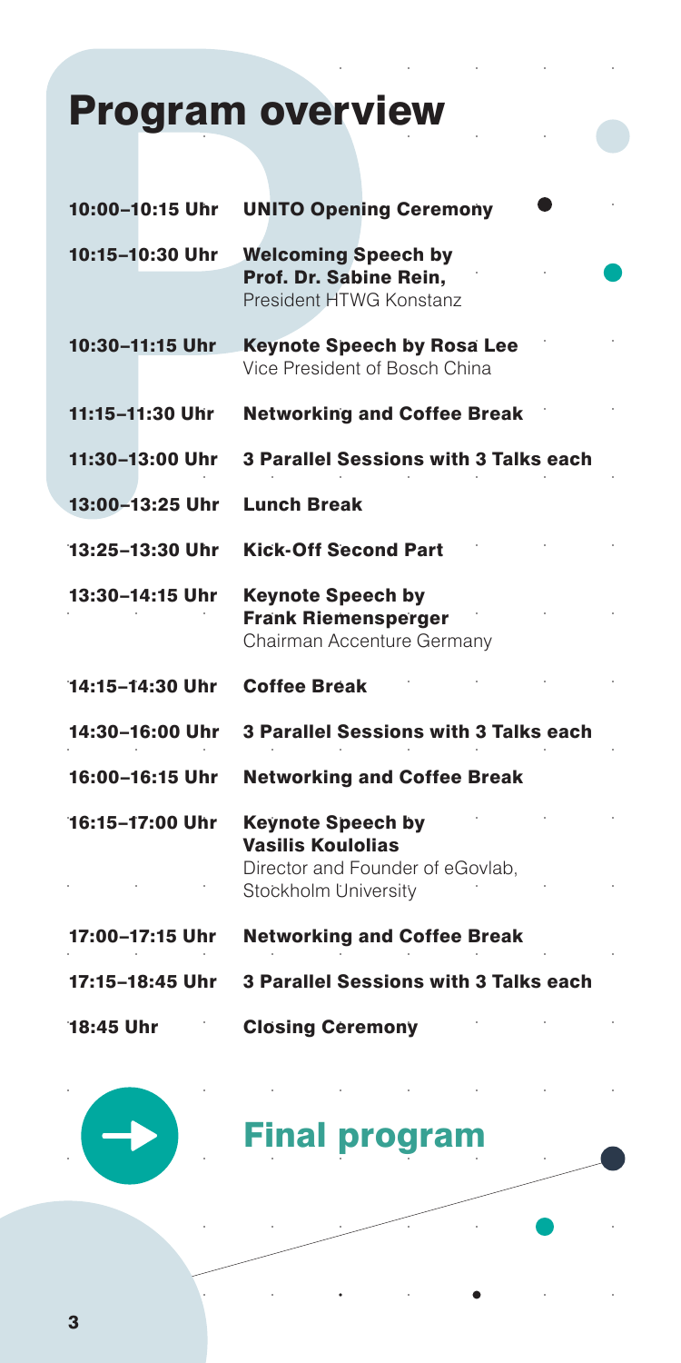# Program overview

| | |
|---|---|
| **10:00–10:15 Uhr** | **UNITO Opening Ceremony** |
| **10:15–10:30 Uhr** | **Welcoming Speech by Prof. Dr. Sabine Rein,** President HTWG Konstanz |
| **10:30–11:15 Uhr** | **Keynote Speech by Rosa Lee** Vice President of Bosch China |
| **11:15–11:30 Uhr** | **Networking and Coffee Break** |
| **11:30–13:00 Uhr** | **3 Parallel Sessions with 3 Talks each** |
| **13:00–13:25 Uhr** | **Lunch Break** |
| **13:25–13:30 Uhr** | **Kick-Off Second Part** |
| **13:30–14:15 Uhr** | **Keynote Speech by Frank Riemensperger** Chairman Accenture Germany |
| **14:15–14:30 Uhr** | **Coffee Break** |
| **14:30–16:00 Uhr** | **3 Parallel Sessions with 3 Talks each** |
| **16:00–16:15 Uhr** | **Networking and Coffee Break** |
| **16:15–17:00 Uhr** | **Keynote Speech by Vasilis Koulolias** Director and Founder of eGovlab, Stockholm University |
| **17:00–17:15 Uhr** | **Networking and Coffee Break** |
| **17:15–18:45 Uhr** | **3 Parallel Sessions with 3 Talks each** |
| **18:45 Uhr** | **Closing Ceremony** |

## Final program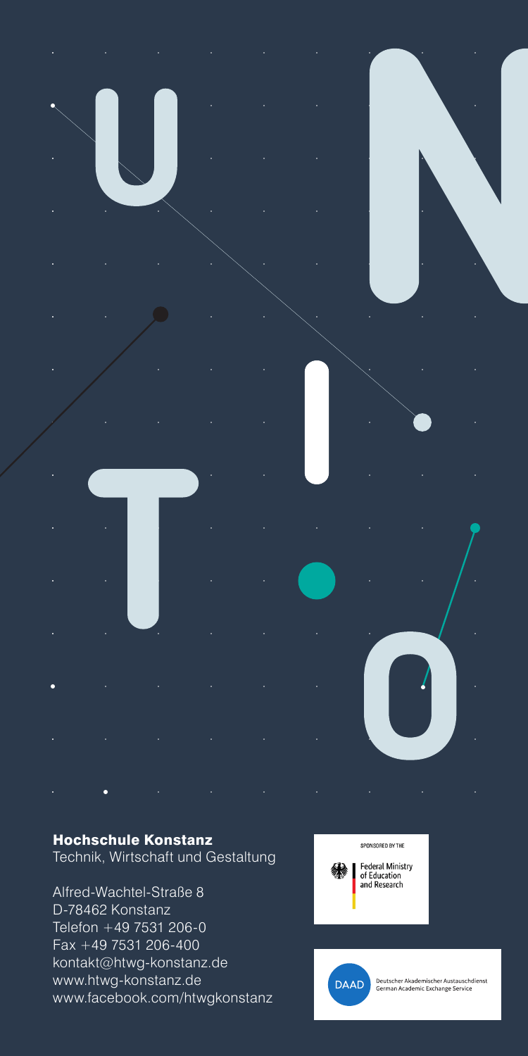**Hochschule Konstanz**
Technik, Wirtschaft und Gestaltung

Alfred-Wachtel-Straße 8
D-78462 Konstanz
Telefon +49 7531 206-0
Fax +49 7531 206-400
kontakt@htwg-konstanz.de
www.htwg-konstanz.de
www.facebook.com/htwgkonstanz

SPONSORED BY THE

Federal Ministry of Education and Research

DAAD

Deutscher Akademischer Austauschdienst
German Academic Exchange Service